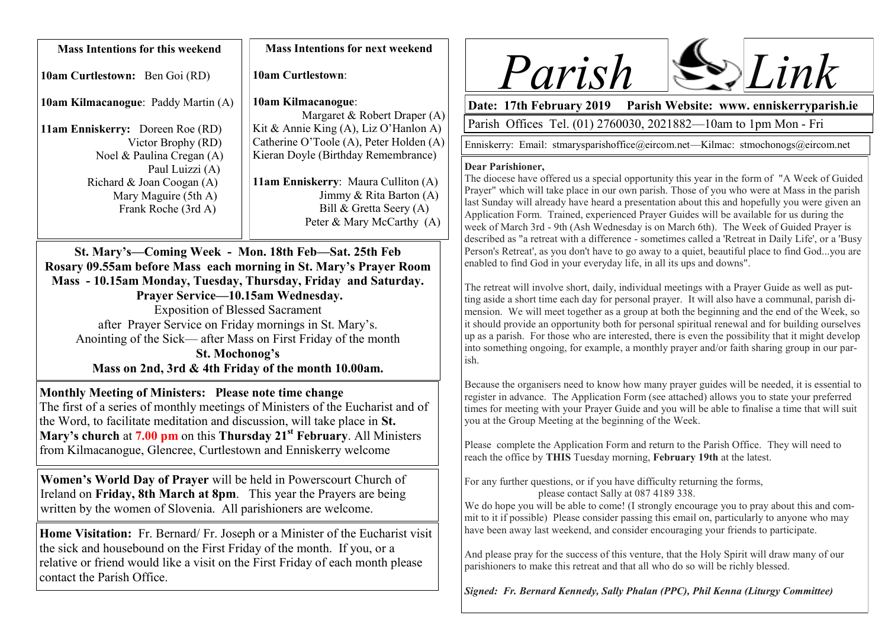# Parish Link

**Date: 17th February 2019 Parish Website: www. enniskerryparish.ie**

Parish Offices Tel. (01) 2760030, 2021882—10am to 1pm Mon - Fri

Enniskerry: Email: stmarysparishoffice@eircom.net—Kilmac: stmochonogs@eircom.net

### Mass Intentions for this weekend

**10am Curtlestown:** Ben Goi (RD)

**10am Kilmacanogue**: Paddy Martin (A)

**11am Enniskerry:** Doreen Roe (RD)
Victor Brophy (RD)
Noel & Paulina Cregan (A)
Paul Luizzi (A)
Richard & Joan Coogan (A)
Mary Maguire (5th A)
Frank Roche (3rd A)

### Mass Intentions for next weekend

**10am Curtlestown**:

**10am Kilmacanogue**:
Margaret & Robert Draper (A)
Kit & Annie King (A), Liz O'Hanlon A)
Catherine O'Toole (A), Peter Holden (A)
Kieran Doyle (Birthday Remembrance)

**11am Enniskerry**: Maura Culliton (A)
Jimmy & Rita Barton (A)
Bill & Gretta Seery (A)
Peter & Mary McCarthy (A)

### St. Mary's—Coming Week - Mon. 18th Feb—Sat. 25th Feb

**Rosary 09.55am before Mass each morning in St. Mary's Prayer Room**

**Mass - 10.15am Monday, Tuesday, Thursday, Friday and Saturday.**

**Prayer Service—10.15am Wednesday.**

Exposition of Blessed Sacrament after Prayer Service on Friday mornings in St. Mary's.

Anointing of the Sick— after Mass on First Friday of the month

**St. Mochonog's**

**Mass on 2nd, 3rd & 4th Friday of the month 10.00am.**

**Monthly Meeting of Ministers: Please note time change**

The first of a series of monthly meetings of Ministers of the Eucharist and of the Word, to facilitate meditation and discussion, will take place in **St. Mary's church** at **7.00 pm** on this **Thursday 21st February**. All Ministers from Kilmacanogue, Glencree, Curtlestown and Enniskerry welcome

**Women's World Day of Prayer** will be held in Powerscourt Church of Ireland on **Friday, 8th March at 8pm**. This year the Prayers are being written by the women of Slovenia. All parishioners are welcome.

**Home Visitation:** Fr. Bernard/ Fr. Joseph or a Minister of the Eucharist visit the sick and housebound on the First Friday of the month. If you, or a relative or friend would like a visit on the First Friday of each month please contact the Parish Office.

**Dear Parishioner,**

The diocese have offered us a special opportunity this year in the form of "A Week of Guided Prayer" which will take place in our own parish. Those of you who were at Mass in the parish last Sunday will already have heard a presentation about this and hopefully you were given an Application Form. Trained, experienced Prayer Guides will be available for us during the week of March 3rd - 9th (Ash Wednesday is on March 6th). The Week of Guided Prayer is described as "a retreat with a difference - sometimes called a 'Retreat in Daily Life', or a 'Busy Person's Retreat', as you don't have to go away to a quiet, beautiful place to find God...you are enabled to find God in your everyday life, in all its ups and downs".

The retreat will involve short, daily, individual meetings with a Prayer Guide as well as putting aside a short time each day for personal prayer. It will also have a communal, parish dimension. We will meet together as a group at both the beginning and the end of the Week, so it should provide an opportunity both for personal spiritual renewal and for building ourselves up as a parish. For those who are interested, there is even the possibility that it might develop into something ongoing, for example, a monthly prayer and/or faith sharing group in our parish.

Because the organisers need to know how many prayer guides will be needed, it is essential to register in advance. The Application Form (see attached) allows you to state your preferred times for meeting with your Prayer Guide and you will be able to finalise a time that will suit you at the Group Meeting at the beginning of the Week.

Please complete the Application Form and return to the Parish Office. They will need to reach the office by **THIS** Tuesday morning, **February 19th** at the latest.

For any further questions, or if you have difficulty returning the forms, please contact Sally at 087 4189 338.

We do hope you will be able to come! (I strongly encourage you to pray about this and commit to it if possible) Please consider passing this email on, particularly to anyone who may have been away last weekend, and consider encouraging your friends to participate.

And please pray for the success of this venture, that the Holy Spirit will draw many of our parishioners to make this retreat and that all who do so will be richly blessed.

***Signed: Fr. Bernard Kennedy, Sally Phalan (PPC), Phil Kenna (Liturgy Committee)***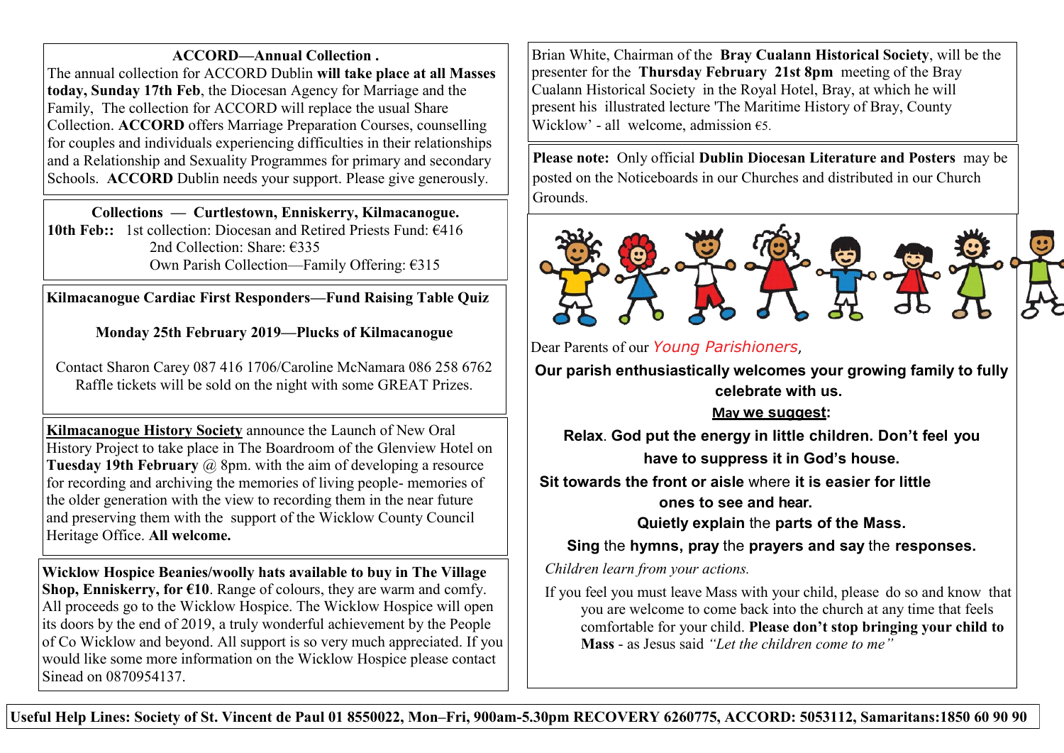**ACCORD—Annual Collection .**

The annual collection for ACCORD Dublin **will take place at all Masses today, Sunday 17th Feb**, the Diocesan Agency for Marriage and the Family, The collection for ACCORD will replace the usual Share Collection. **ACCORD** offers Marriage Preparation Courses, counselling for couples and individuals experiencing difficulties in their relationships and a Relationship and Sexuality Programmes for primary and secondary Schools. **ACCORD** Dublin needs your support. Please give generously.

**Collections — Curtlestown, Enniskerry, Kilmacanogue.**

**10th Feb::** 1st collection: Diocesan and Retired Priests Fund: €416
2nd Collection: Share: €335
Own Parish Collection—Family Offering: €315

**Kilmacanogue Cardiac First Responders—Fund Raising Table Quiz**

**Monday 25th February 2019—Plucks of Kilmacanogue**

Contact Sharon Carey 087 416 1706/Caroline McNamara 086 258 6762
Raffle tickets will be sold on the night with some GREAT Prizes.

**Kilmacanogue History Society** announce the Launch of New Oral History Project to take place in The Boardroom of the Glenview Hotel on **Tuesday 19th February** @ 8pm. with the aim of developing a resource for recording and archiving the memories of living people- memories of the older generation with the view to recording them in the near future and preserving them with the support of the Wicklow County Council Heritage Office. **All welcome.**

**Wicklow Hospice Beanies/woolly hats available to buy in The Village Shop, Enniskerry, for €10**. Range of colours, they are warm and comfy. All proceeds go to the Wicklow Hospice. The Wicklow Hospice will open its doors by the end of 2019, a truly wonderful achievement by the People of Co Wicklow and beyond. All support is so very much appreciated. If you would like some more information on the Wicklow Hospice please contact Sinead on 0870954137.

Brian White, Chairman of the **Bray Cualann Historical Society**, will be the presenter for the **Thursday February 21st 8pm** meeting of the Bray Cualann Historical Society in the Royal Hotel, Bray, at which he will present his illustrated lecture 'The Maritime History of Bray, County Wicklow' - all welcome, admission €5.

**Please note:** Only official **Dublin Diocesan Literature and Posters** may be posted on the Noticeboards in our Churches and distributed in our Church Grounds.

Dear Parents of our *Young Parishioners*,

**Our parish enthusiastically welcomes your growing family to fully celebrate with us.**

**May we suggest:**

**Relax**. **God put the energy in little children. Don't feel you have to suppress it in God's house.**

**Sit towards the front or aisle** where **it is easier for little ones to see and hear.**

**Quietly explain** the **parts of the Mass.**

**Sing** the **hymns**, **pray** the **prayers and say** the **responses.**

*Children learn from your actions.*

If you feel you must leave Mass with your child, please do so and know that you are welcome to come back into the church at any time that feels comfortable for your child. **Please don't stop bringing your child to Mass** - as Jesus said *"Let the children come to me"*

**Useful Help Lines: Society of St. Vincent de Paul 01 8550022, Mon–Fri, 900am-5.30pm RECOVERY 6260775, ACCORD: 5053112, Samaritans:1850 60 90 90**